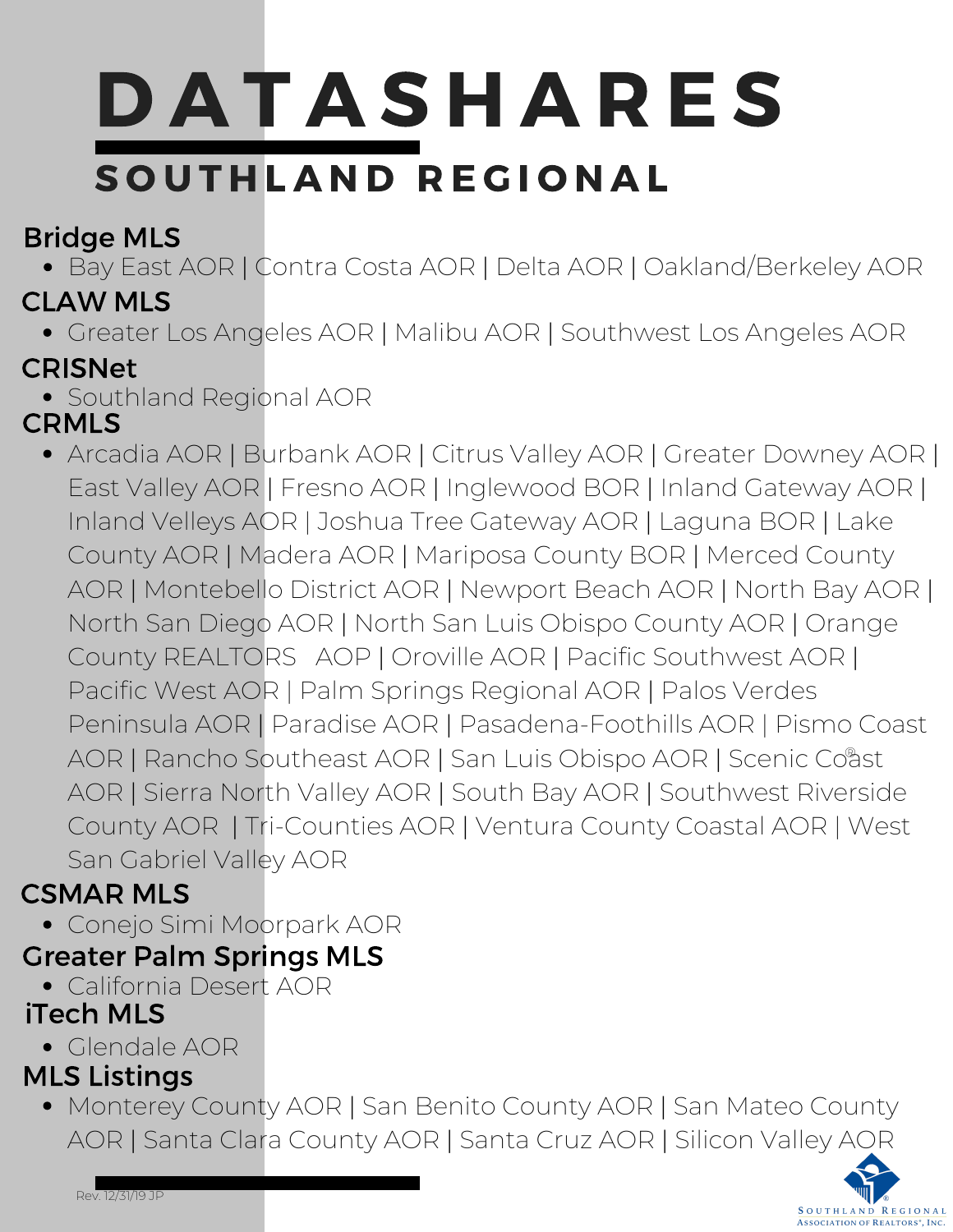# DATASHARES

## SOUTHLAND REGIONAL

### Bridge MLS

- Bay East AOR | Contra Costa AOR | Delta AOR | Oakland/Berkeley AOR

### CLAW MLS

- Greater Los Angeles AOR | Malibu AOR | Southwest Los Angeles AOR

### CRISNet

- Southland Regional AOR

### CRMLS

- Arcadia AOR | Burbank AOR | Citrus Valley AOR | Greater Downey AOR | East Valley AOR | Fresno AOR | Inglewood BOR | Inland Gateway AOR | Inland Velleys AOR | Joshua Tree Gateway AOR | Laguna BOR | Lake County AOR | Madera AOR | Mariposa County BOR | Merced County AOR | Montebello District AOR | Newport Beach AOR | North Bay AOR | North San Diego AOR | North San Luis Obispo County AOR | Orange County REALTORS AOP | Oroville AOR | Pacific Southwest AOR | Pacific West AOR | Palm Springs Regional AOR | Palos Verdes Peninsula AOR | Paradise AOR | Pasadena-Foothills AOR | Pismo Coast AOR | Rancho Southeast AOR | San Luis Obispo AOR | Scenic Coast AOR | Sierra North Valley AOR | South Bay AOR | Southwest Riverside County AOR | Tri-Counties AOR | Ventura County Coastal AOR | West San Gabriel Valley AOR

### CSMAR MLS

- Conejo Simi Moorpark AOR

### Greater Palm Springs MLS

- California Desert AOR

### iTech MLS

- Glendale AOR

### MLS Listings

- Monterey County AOR | San Benito County AOR | San Mateo County AOR | Santa Clara County AOR | Santa Cruz AOR | Silicon Valley AOR

Rev. 12/31/19 JP

Southland Regional Association of REALTORS®, Inc.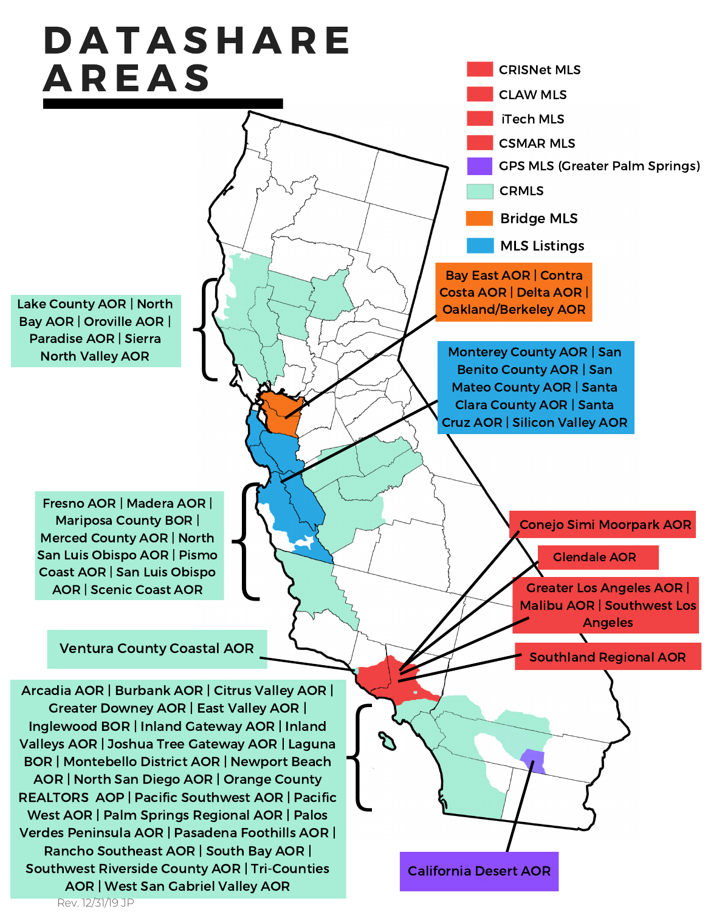# DATASHARE AREAS

CRISNet MLS

CLAW MLS

iTech MLS

CSMAR MLS

GPS MLS (Greater Palm Springs)

CRMLS

Bridge MLS

MLS Listings

Lake County AOR | North Bay AOR | Oroville AOR | Paradise AOR | Sierra North Valley AOR

Bay East AOR | Contra Costa AOR | Delta AOR | Oakland/Berkeley AOR

Monterey County AOR | San Benito County AOR | San Mateo County AOR | Santa Clara County AOR | Santa Cruz AOR | Silicon Valley AOR

Fresno AOR | Madera AOR | Mariposa County BOR | Merced County AOR | North San Luis Obispo AOR | Pismo Coast AOR | San Luis Obispo AOR | Scenic Coast AOR

Conejo Simi Moorpark AOR

Glendale AOR

Greater Los Angeles AOR | Malibu AOR | Southwest Los Angeles

Ventura County Coastal AOR

Southland Regional AOR

Arcadia AOR | Burbank AOR | Citrus Valley AOR | Greater Downey AOR | East Valley AOR | Inglewood BOR | Inland Gateway AOR | Inland Valleys AOR | Joshua Tree Gateway AOR | Laguna BOR | Montebello District AOR | Newport Beach AOR | North San Diego AOR | Orange County REALTORS AOP | Pacific Southwest AOR | Pacific West AOR | Palm Springs Regional AOR | Palos Verdes Peninsula AOR | Pasadena Foothills AOR | Rancho Southeast AOR | South Bay AOR | Southwest Riverside County AOR | Tri-Counties AOR | West San Gabriel Valley AOR

California Desert AOR

Rev. 12/31/19 JP